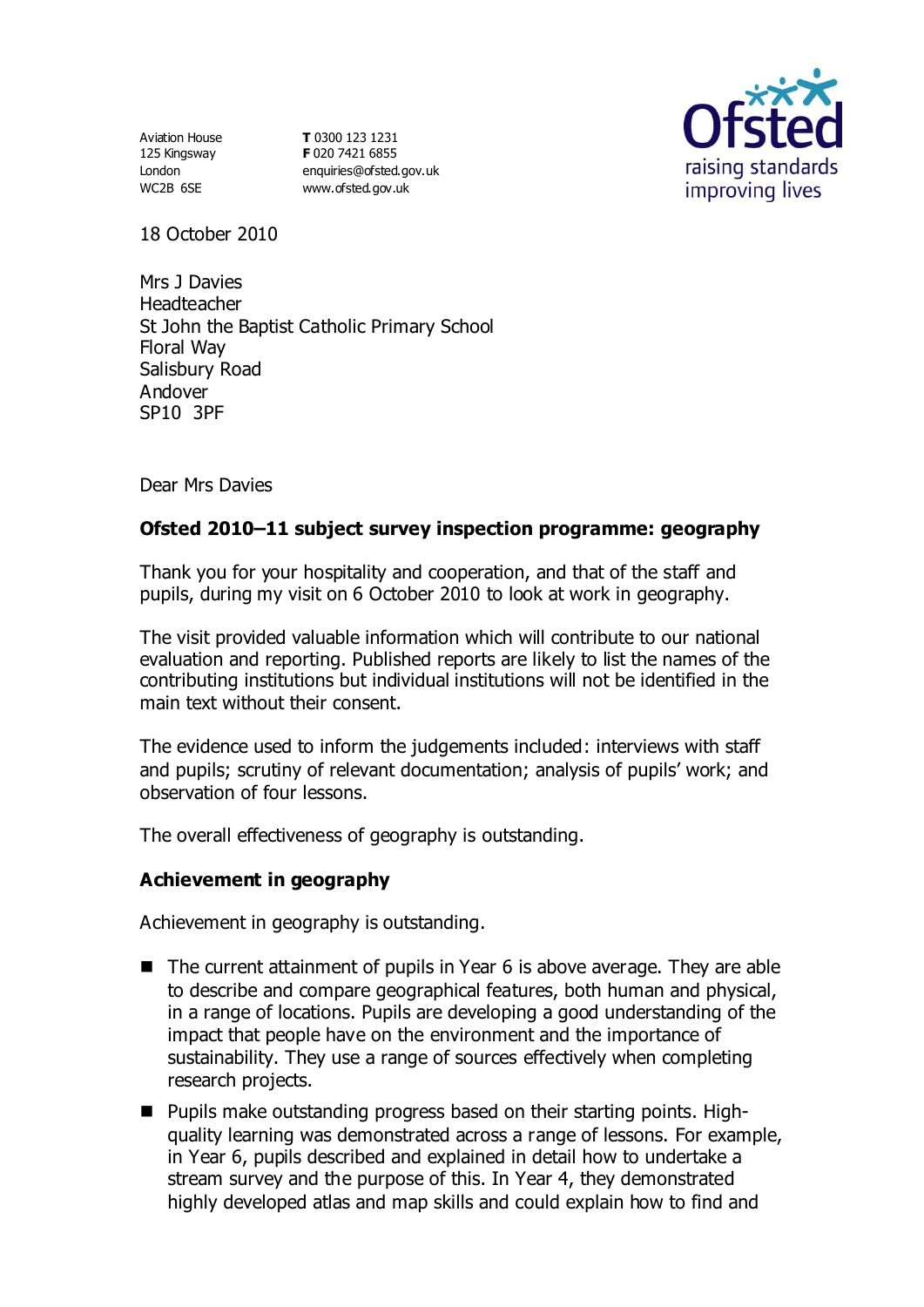Aviation House
125 Kingsway
London
WC2B 6SE

**T** 0300 123 1231
**F** 020 7421 6855
enquiries@ofsted.gov.uk
www.ofsted.gov.uk

18 October 2010

Mrs J Davies
Headteacher
St John the Baptist Catholic Primary School
Floral Way
Salisbury Road
Andover
SP10 3PF

Dear Mrs Davies

**Ofsted 2010–11 subject survey inspection programme: geography**

Thank you for your hospitality and cooperation, and that of the staff and pupils, during my visit on 6 October 2010 to look at work in geography.

The visit provided valuable information which will contribute to our national evaluation and reporting. Published reports are likely to list the names of the contributing institutions but individual institutions will not be identified in the main text without their consent.

The evidence used to inform the judgements included: interviews with staff and pupils; scrutiny of relevant documentation; analysis of pupils' work; and observation of four lessons.

The overall effectiveness of geography is outstanding.

## Achievement in geography

Achievement in geography is outstanding.

- The current attainment of pupils in Year 6 is above average. They are able to describe and compare geographical features, both human and physical, in a range of locations. Pupils are developing a good understanding of the impact that people have on the environment and the importance of sustainability. They use a range of sources effectively when completing research projects.
- Pupils make outstanding progress based on their starting points. High-quality learning was demonstrated across a range of lessons. For example, in Year 6, pupils described and explained in detail how to undertake a stream survey and the purpose of this. In Year 4, they demonstrated highly developed atlas and map skills and could explain how to find and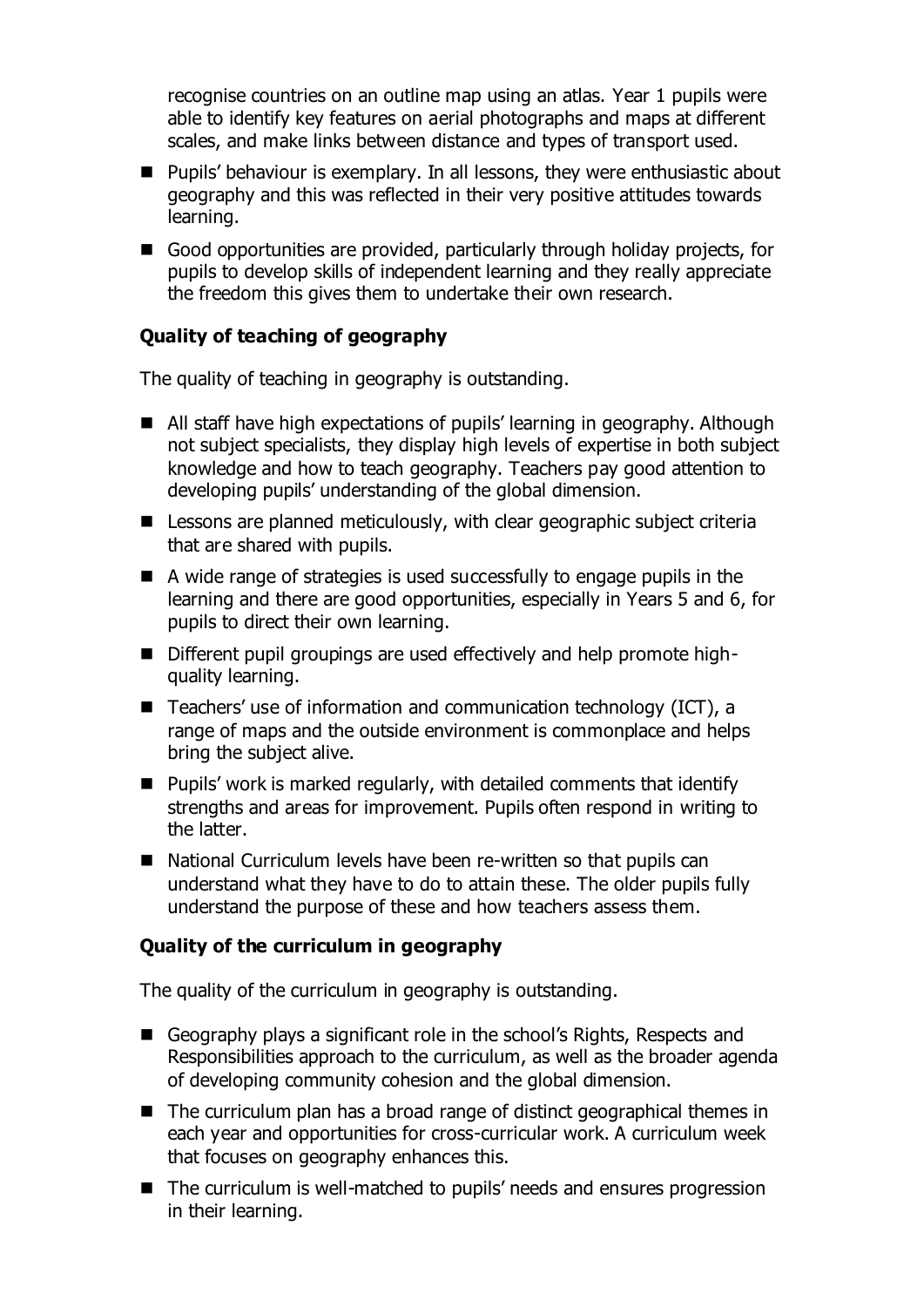recognise countries on an outline map using an atlas. Year 1 pupils were able to identify key features on aerial photographs and maps at different scales, and make links between distance and types of transport used.

- Pupils' behaviour is exemplary. In all lessons, they were enthusiastic about geography and this was reflected in their very positive attitudes towards learning.
- Good opportunities are provided, particularly through holiday projects, for pupils to develop skills of independent learning and they really appreciate the freedom this gives them to undertake their own research.

**Quality of teaching of geography**

The quality of teaching in geography is outstanding.

- All staff have high expectations of pupils' learning in geography. Although not subject specialists, they display high levels of expertise in both subject knowledge and how to teach geography. Teachers pay good attention to developing pupils' understanding of the global dimension.
- Lessons are planned meticulously, with clear geographic subject criteria that are shared with pupils.
- A wide range of strategies is used successfully to engage pupils in the learning and there are good opportunities, especially in Years 5 and 6, for pupils to direct their own learning.
- Different pupil groupings are used effectively and help promote high-quality learning.
- Teachers' use of information and communication technology (ICT), a range of maps and the outside environment is commonplace and helps bring the subject alive.
- Pupils' work is marked regularly, with detailed comments that identify strengths and areas for improvement. Pupils often respond in writing to the latter.
- National Curriculum levels have been re-written so that pupils can understand what they have to do to attain these. The older pupils fully understand the purpose of these and how teachers assess them.

**Quality of the curriculum in geography**

The quality of the curriculum in geography is outstanding.

- Geography plays a significant role in the school's Rights, Respects and Responsibilities approach to the curriculum, as well as the broader agenda of developing community cohesion and the global dimension.
- The curriculum plan has a broad range of distinct geographical themes in each year and opportunities for cross-curricular work. A curriculum week that focuses on geography enhances this.
- The curriculum is well-matched to pupils' needs and ensures progression in their learning.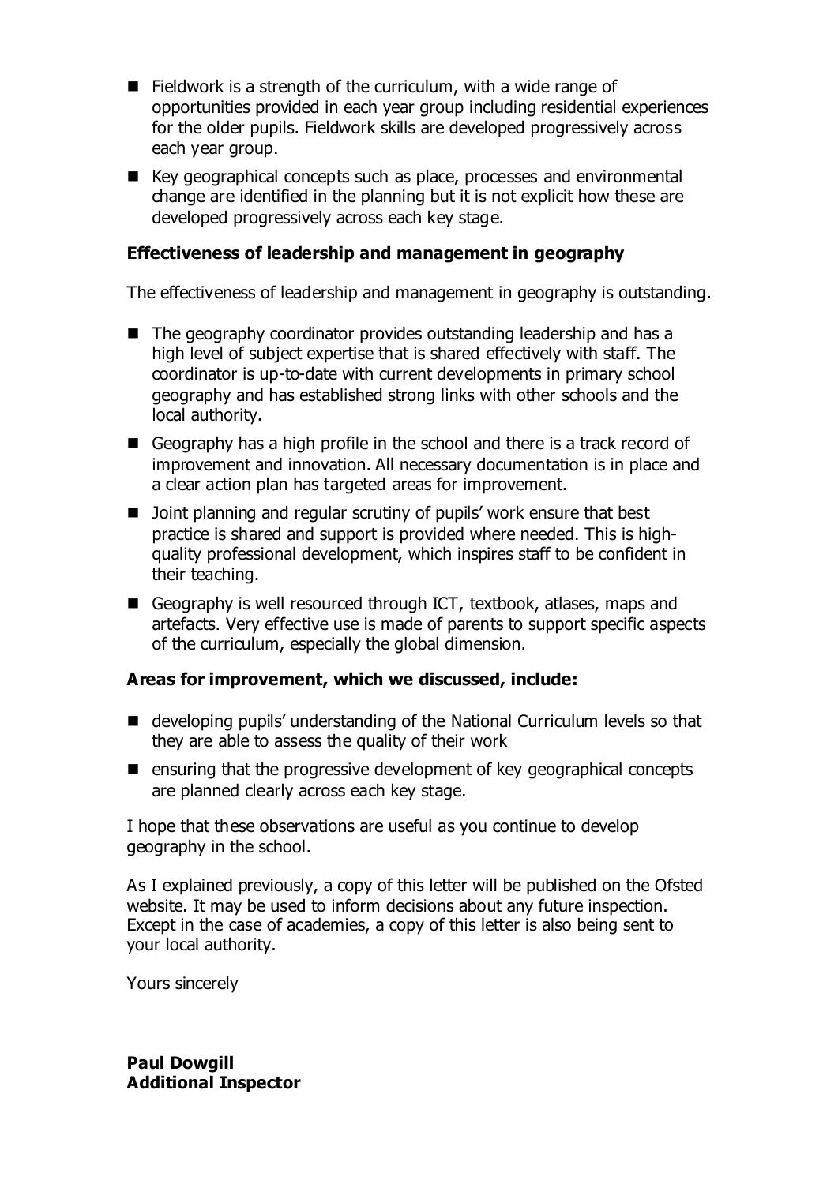- Fieldwork is a strength of the curriculum, with a wide range of opportunities provided in each year group including residential experiences for the older pupils. Fieldwork skills are developed progressively across each year group.
- Key geographical concepts such as place, processes and environmental change are identified in the planning but it is not explicit how these are developed progressively across each key stage.

**Effectiveness of leadership and management in geography**

The effectiveness of leadership and management in geography is outstanding.

- The geography coordinator provides outstanding leadership and has a high level of subject expertise that is shared effectively with staff. The coordinator is up-to-date with current developments in primary school geography and has established strong links with other schools and the local authority.
- Geography has a high profile in the school and there is a track record of improvement and innovation. All necessary documentation is in place and a clear action plan has targeted areas for improvement.
- Joint planning and regular scrutiny of pupils' work ensure that best practice is shared and support is provided where needed. This is high-quality professional development, which inspires staff to be confident in their teaching.
- Geography is well resourced through ICT, textbook, atlases, maps and artefacts. Very effective use is made of parents to support specific aspects of the curriculum, especially the global dimension.

**Areas for improvement, which we discussed, include:**

- developing pupils' understanding of the National Curriculum levels so that they are able to assess the quality of their work
- ensuring that the progressive development of key geographical concepts are planned clearly across each key stage.

I hope that these observations are useful as you continue to develop geography in the school.

As I explained previously, a copy of this letter will be published on the Ofsted website. It may be used to inform decisions about any future inspection. Except in the case of academies, a copy of this letter is also being sent to your local authority.

Yours sincerely

**Paul Dowgill**
**Additional Inspector**